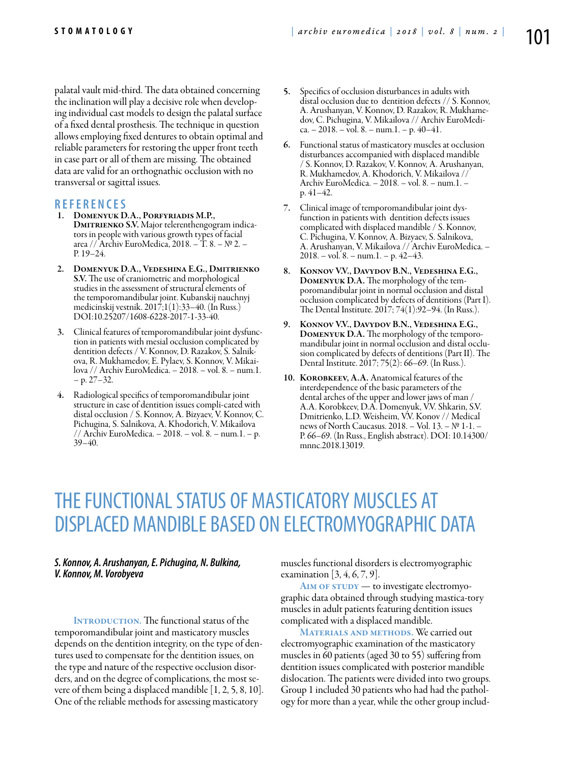palatal vault mid-third. The data obtained concerning the inclination will play a decisive role when developing individual cast models to design the palatal surface of a fixed dental prosthesis. The technique in question allows employing fixed dentures to obtain optimal and reliable parameters for restoring the upper front teeth in case part or all of them are missing. The obtained data are valid for an orthognathic occlusion with no transversal or sagittal issues.

## REFERENCES

1. **Domenyuk D.A., Porfyriadis M.P., Dmitrienko S.V.** Major telerenthengogram indicators in people with various growth types of facial area // Archiv EuroMedica, 2018. – T. 8. – № 2. – P. 19–24.
2. **Domenyuk D.A., Vedeshina E.G., Dmitrienko S.V.** The use of craniometric and morphological studies in the assessment of structural elements of the temporomandibular joint. Kubanskij nauchnyj medicinskij vestnik. 2017;1(1):33–40. (In Russ.) DOI:10.25207/1608-6228-2017-1-33-40.
3. Clinical features of temporomandibular joint dysfunction in patients with mesial occlusion complicated by dentition defects / V. Konnov, D. Razakov, S. Salnikova, R. Mukhamedov, E. Pylaev, S. Konnov, V. Mikailova // Archiv EuroMedica. – 2018. – vol. 8. – num.1. – p. 27–32.
4. Radiological specifics of temporomandibular joint structure in case of dentition issues compli-cated with distal occlusion / S. Konnov, A. Bizyaev, V. Konnov, C. Pichugina, S. Salnikova, A. Khodorich, V. Mikailova // Archiv EuroMedica. – 2018. – vol. 8. – num.1. – p. 39–40.
5. Specifics of occlusion disturbances in adults with distal occlusion due to dentition defects // S. Konnov, A. Arushanyan, V. Konnov, D. Razakov, R. Mukhamedov, C. Pichugina, V. Mikailova // Archiv EuroMedica. – 2018. – vol. 8. – num.1. – p. 40–41.
6. Functional status of masticatory muscles at occlusion disturbances accompanied with displaced mandible / S. Konnov, D. Razakov, V. Konnov, A. Arushanyan, R. Mukhamedov, A. Khodorich, V. Mikailova // Archiv EuroMedica. – 2018. – vol. 8. – num.1. – p. 41–42.
7. Clinical image of temporomandibular joint dysfunction in patients with dentition defects issues complicated with displaced mandible / S. Konnov, C. Pichugina, V. Konnov, A. Bizyaev, S. Salnikova, A. Arushanyan, V. Mikailova // Archiv EuroMedica. – 2018. – vol. 8. – num.1. – p. 42–43.
8. **Konnov V.V., Davydov B.N., Vedeshina E.G., Domenyuk D.A.** The morphology of the temporomandibular joint in normal occlusion and distal occlusion complicated by defects of dentitions (Part I). The Dental Institute. 2017; 74(1):92–94. (In Russ.).
9. **Konnov V.V., Davydov B.N., Vedeshina E.G., Domenyuk D.A.** The morphology of the temporomandibular joint in normal occlusion and distal occlusion complicated by defects of dentitions (Part II). The Dental Institute. 2017; 75(2): 66–69. (In Russ.).
10. **Korobkeev, A.A.** Anatomical features of the interdependence of the basic parameters of the dental arches of the upper and lower jaws of man / A.A. Korobkeev, D.A. Domenyuk, V.V. Shkarin, S.V. Dmitrienko, L.D. Weisheim, V.V. Konov // Medical news of North Caucasus. 2018. – Vol. 13. – № 1-1. – P. 66–69. (In Russ., English abstract). DOI: 10.14300/mnnc.2018.13019.

# THE FUNCTIONAL STATUS OF MASTICATORY MUSCLES AT DISPLACED MANDIBLE BASED ON ELECTROMYOGRAPHIC DATA

***S. Konnov, A. Arushanyan, E. Pichugina, N. Bulkina, V. Konnov, M. Vorobyeva***

**Introduction.** The functional status of the temporomandibular joint and masticatory muscles depends on the dentition integrity, on the type of dentures used to compensate for the dentition issues, on the type and nature of the respective occlusion disorders, and on the degree of complications, the most severe of them being a displaced mandible [1, 2, 5, 8, 10]. One of the reliable methods for assessing masticatory muscles functional disorders is electromyographic examination [3, 4, 6, 7, 9].

**Aim of study** — to investigate electromyographic data obtained through studying mastica-tory muscles in adult patients featuring dentition issues complicated with a displaced mandible.

**Materials and methods.** We carried out electromyographic examination of the masticatory muscles in 60 patients (aged 30 to 55) suffering from dentition issues complicated with posterior mandible dislocation. The patients were divided into two groups. Group 1 included 30 patients who had had the pathology for more than a year, while the other group includ-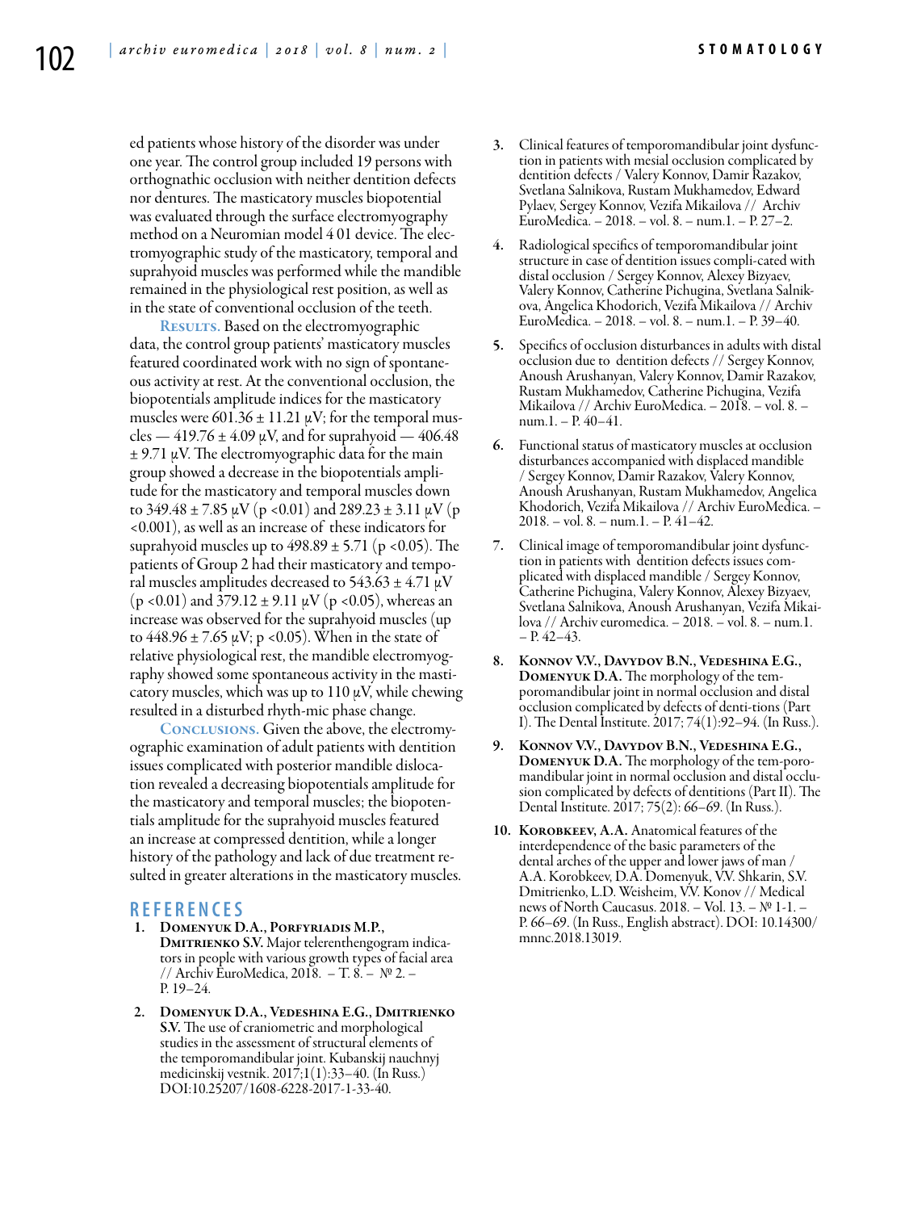ed patients whose history of the disorder was under one year. The control group included 19 persons with orthognathic occlusion with neither dentition defects nor dentures. The masticatory muscles biopotential was evaluated through the surface electromyography method on a Neuromian model 4 01 device. The electromyographic study of the masticatory, temporal and suprahyoid muscles was performed while the mandible remained in the physiological rest position, as well as in the state of conventional occlusion of the teeth.

**Results.** Based on the electromyographic data, the control group patients' masticatory muscles featured coordinated work with no sign of spontaneous activity at rest. At the conventional occlusion, the biopotentials amplitude indices for the masticatory muscles were 601.36 ± 11.21 μV; for the temporal muscles — 419.76 ± 4.09 μV, and for suprahyoid — 406.48 ± 9.71 μV. The electromyographic data for the main group showed a decrease in the biopotentials amplitude for the masticatory and temporal muscles down to 349.48 ± 7.85 μV ($p < 0.01$) and 289.23 ± 3.11 μV ($p < 0.001$), as well as an increase of these indicators for suprahyoid muscles up to 498.89 ± 5.71 ($p < 0.05$). The patients of Group 2 had their masticatory and temporal muscles amplitudes decreased to 543.63 ± 4.71 μV ($p < 0.01$) and 379.12 ± 9.11 μV ($p < 0.05$), whereas an increase was observed for the suprahyoid muscles (up to 448.96 ± 7.65 μV; $p < 0.05$). When in the state of relative physiological rest, the mandible electromyography showed some spontaneous activity in the masticatory muscles, which was up to 110 μV, while chewing resulted in a disturbed rhyth-mic phase change.

**Conclusions.** Given the above, the electromyographic examination of adult patients with dentition issues complicated with posterior mandible dislocation revealed a decreasing biopotentials amplitude for the masticatory and temporal muscles; the biopotentials amplitude for the suprahyoid muscles featured an increase at compressed dentition, while a longer history of the pathology and lack of due treatment resulted in greater alterations in the masticatory muscles.

## REFERENCES

1. **Domenyuk D.A., Porfyriadis M.P., Dmitrienko S.V.** Major telerenthengogram indicators in people with various growth types of facial area // Archiv EuroMedica, 2018. – T. 8. – № 2. – P. 19–24.
2. **Domenyuk D.A., Vedeshina E.G., Dmitrienko S.V.** The use of craniometric and morphological studies in the assessment of structural elements of the temporomandibular joint. Kubanskij nauchnyj medicinskij vestnik. 2017;1(1):33–40. (In Russ.) DOI:10.25207/1608-6228-2017-1-33-40.
3. Clinical features of temporomandibular joint dysfunction in patients with mesial occlusion complicated by dentition defects / Valery Konnov, Damir Razakov, Svetlana Salnikova, Rustam Mukhamedov, Edward Pylaev, Sergey Konnov, Vezifa Mikailova // Archiv EuroMedica. – 2018. – vol. 8. – num.1. – P. 27–2.
4. Radiological specifics of temporomandibular joint structure in case of dentition issues compli-cated with distal occlusion / Sergey Konnov, Alexey Bizyaev, Valery Konnov, Catherine Pichugina, Svetlana Salnikova, Angelica Khodorich, Vezifa Mikailova // Archiv EuroMedica. – 2018. – vol. 8. – num.1. – P. 39–40.
5. Specifics of occlusion disturbances in adults with distal occlusion due to dentition defects // Sergey Konnov, Anoush Arushanyan, Valery Konnov, Damir Razakov, Rustam Mukhamedov, Catherine Pichugina, Vezifa Mikailova // Archiv EuroMedica. – 2018. – vol. 8. – num.1. – P. 40–41.
6. Functional status of masticatory muscles at occlusion disturbances accompanied with displaced mandible / Sergey Konnov, Damir Razakov, Valery Konnov, Anoush Arushanyan, Rustam Mukhamedov, Angelica Khodorich, Vezifa Mikailova // Archiv EuroMedica. – 2018. – vol. 8. – num.1. – P. 41–42.
7. Clinical image of temporomandibular joint dysfunction in patients with dentition defects issues complicated with displaced mandible / Sergey Konnov, Catherine Pichugina, Valery Konnov, Alexey Bizyaev, Svetlana Salnikova, Anoush Arushanyan, Vezifa Mikailova // Archiv euromedica. – 2018. – vol. 8. – num.1. – P. 42–43.
8. **Konnov V.V., Davydov B.N., Vedeshina E.G., Domenyuk D.A.** The morphology of the temporomandibular joint in normal occlusion and distal occlusion complicated by defects of denti-tions (Part I). The Dental Institute. 2017; 74(1):92–94. (In Russ.).
9. **Konnov V.V., Davydov B.N., Vedeshina E.G., Domenyuk D.A.** The morphology of the tem-poro-mandibular joint in normal occlusion and distal occlusion complicated by defects of dentitions (Part II). The Dental Institute. 2017; 75(2): 66–69. (In Russ.).
10. **Korobkeev, A.A.** Anatomical features of the interdependence of the basic parameters of the dental arches of the upper and lower jaws of man / A.A. Korobkeev, D.A. Domenyuk, V.V. Shkarin, S.V. Dmitrienko, L.D. Weisheim, V.V. Konov // Medical news of North Caucasus. 2018. – Vol. 13. – № 1-1. – P. 66–69. (In Russ., English abstract). DOI: 10.14300/mnnc.2018.13019.